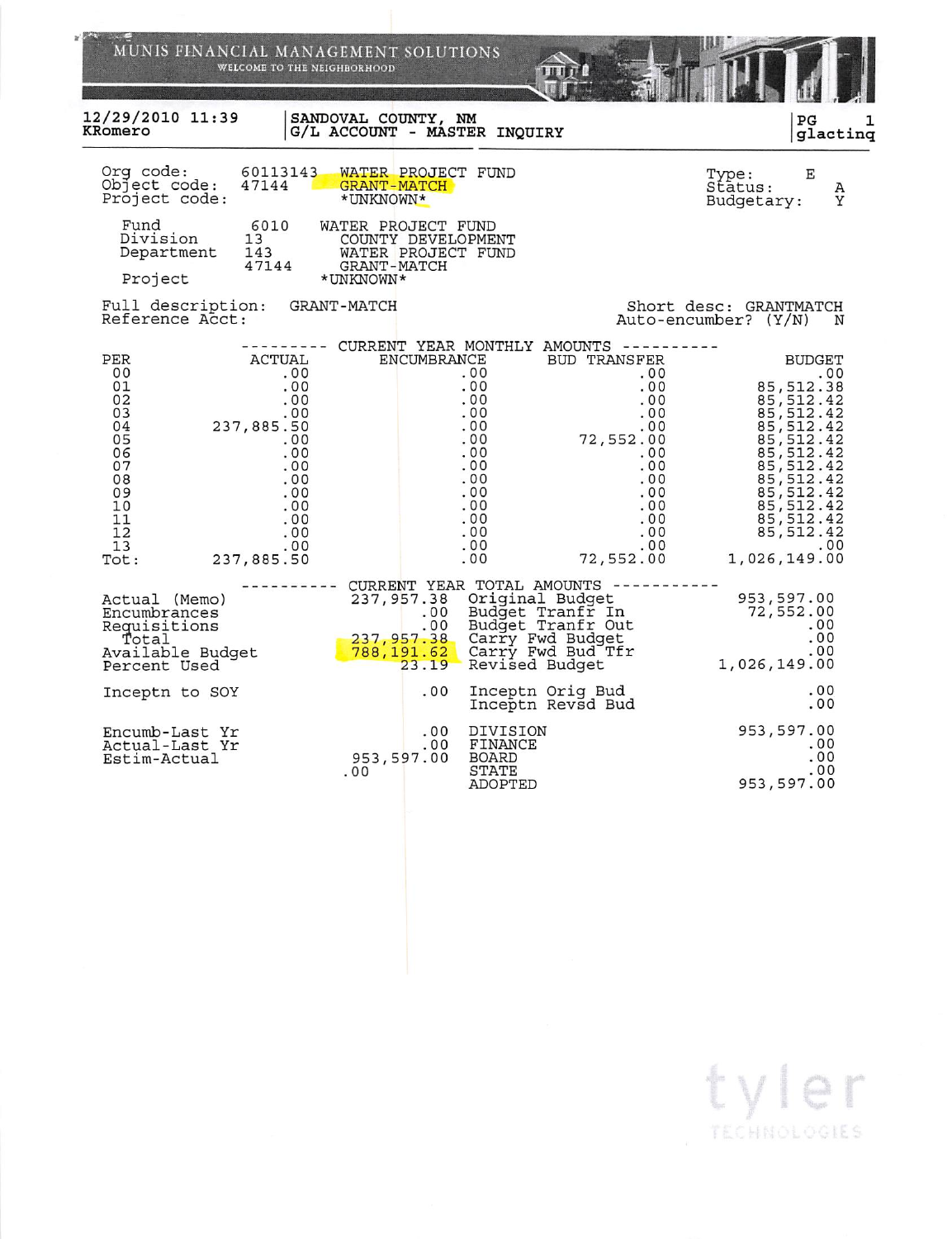MUNIS FINANCIAL MANAGEMENT SOLUTIONS
WELCOME TO THE NEIGHBORHOOD

12/29/2010 11:39
KRomero

SANDOVAL COUNTY, NM
G/L ACCOUNT - MASTER INQUIRY

PG 1
glactinq

Org code: 60113143 WATER PROJECT FUND
Object code: 47144 GRANT-MATCH
Project code: *UNKNOWN*

Type: E
Status: A
Budgetary: Y

| | | |
|---|---|---|
| Fund | 6010 | WATER PROJECT FUND |
| Division | 13 | COUNTY DEVELOPMENT |
| Department | 143 | WATER PROJECT FUND |
| | 47144 | GRANT-MATCH |
| Project | | *UNKNOWN* |

Full description: GRANT-MATCH
Reference Acct:

Short desc: GRANTMATCH
Auto-encumber? (Y/N) N

---------- CURRENT YEAR MONTHLY AMOUNTS ----------

| PER | ACTUAL | ENCUMBRANCE | BUD TRANSFER | BUDGET |
|---|---|---|---|---|
| 00 | .00 | .00 | .00 | .00 |
| 01 | .00 | .00 | .00 | 85,512.38 |
| 02 | .00 | .00 | .00 | 85,512.42 |
| 03 | .00 | .00 | .00 | 85,512.42 |
| 04 | 237,885.50 | .00 | .00 | 85,512.42 |
| 05 | .00 | .00 | 72,552.00 | 85,512.42 |
| 06 | .00 | .00 | .00 | 85,512.42 |
| 07 | .00 | .00 | .00 | 85,512.42 |
| 08 | .00 | .00 | .00 | 85,512.42 |
| 09 | .00 | .00 | .00 | 85,512.42 |
| 10 | .00 | .00 | .00 | 85,512.42 |
| 11 | .00 | .00 | .00 | 85,512.42 |
| 12 | .00 | .00 | .00 | 85,512.42 |
| 13 | .00 | .00 | .00 | .00 |
| Tot: | 237,885.50 | .00 | 72,552.00 | 1,026,149.00 |

---------- CURRENT YEAR TOTAL AMOUNTS ----------

| | | | |
|---|---|---|---|
| Actual (Memo) | 237,957.38 | Original Budget | 953,597.00 |
| Encumbrances | .00 | Budget Tranfr In | 72,552.00 |
| Requisitions | .00 | Budget Tranfr Out | .00 |
| Total | 237,957.38 | Carry Fwd Budget | .00 |
| Available Budget | 788,191.62 | Carry Fwd Bud Tfr | .00 |
| Percent Used | 23.19 | Revised Budget | 1,026,149.00 |
| Inceptn to SOY | .00 | Inceptn Orig Bud | .00 |
| | | Inceptn Revsd Bud | .00 |
| Encumb-Last Yr | .00 | DIVISION | 953,597.00 |
| Actual-Last Yr | .00 | FINANCE | .00 |
| Estim-Actual | 953,597.00 | BOARD | .00 |
| | .00 | STATE | .00 |
| | | ADOPTED | 953,597.00 |

tyler TECHNOLOGIES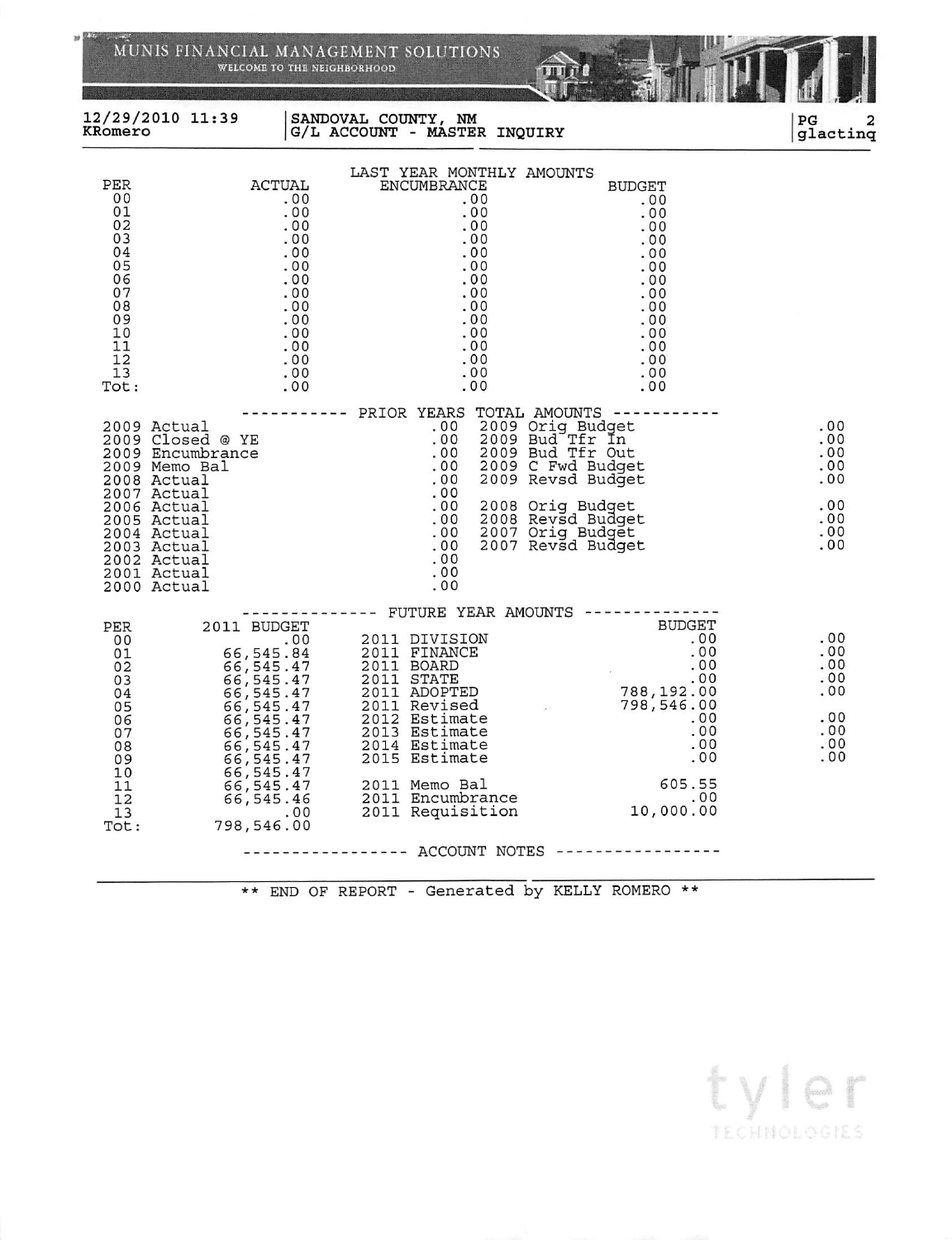MUNIS FINANCIAL MANAGEMENT SOLUTIONS
WELCOME TO THE NEIGHBORHOOD

12/29/2010 11:39 | SANDOVAL COUNTY, NM | PG 2
KRomero | G/L ACCOUNT - MASTER INQUIRY | glactinq

## LAST YEAR MONTHLY AMOUNTS

| PER | ACTUAL | ENCUMBRANCE | BUDGET |
|---|---|---|---|
| 00 | .00 | .00 | .00 |
| 01 | .00 | .00 | .00 |
| 02 | .00 | .00 | .00 |
| 03 | .00 | .00 | .00 |
| 04 | .00 | .00 | .00 |
| 05 | .00 | .00 | .00 |
| 06 | .00 | .00 | .00 |
| 07 | .00 | .00 | .00 |
| 08 | .00 | .00 | .00 |
| 09 | .00 | .00 | .00 |
| 10 | .00 | .00 | .00 |
| 11 | .00 | .00 | .00 |
| 12 | .00 | .00 | .00 |
| 13 | .00 | .00 | .00 |
| Tot: | .00 | .00 | .00 |

## PRIOR YEARS TOTAL AMOUNTS

| | | | |
|---|---|---|---|
| 2009 Actual | .00 | 2009 Orig Budget | .00 |
| 2009 Closed @ YE | .00 | 2009 Bud Tfr In | .00 |
| 2009 Encumbrance | .00 | 2009 Bud Tfr Out | .00 |
| 2009 Memo Bal | .00 | 2009 C Fwd Budget | .00 |
| 2008 Actual | .00 | 2009 Revsd Budget | .00 |
| 2007 Actual | .00 | | |
| 2006 Actual | .00 | 2008 Orig Budget | .00 |
| 2005 Actual | .00 | 2008 Revsd Budget | .00 |
| 2004 Actual | .00 | 2007 Orig Budget | .00 |
| 2003 Actual | .00 | 2007 Revsd Budget | .00 |
| 2002 Actual | .00 | | |
| 2001 Actual | .00 | | |
| 2000 Actual | .00 | | |

## FUTURE YEAR AMOUNTS

| PER | 2011 BUDGET | | BUDGET | |
|---|---|---|---|---|
| 00 | .00 | 2011 DIVISION | .00 | .00 |
| 01 | 66,545.84 | 2011 FINANCE | .00 | .00 |
| 02 | 66,545.47 | 2011 BOARD | .00 | .00 |
| 03 | 66,545.47 | 2011 STATE | .00 | .00 |
| 04 | 66,545.47 | 2011 ADOPTED | 788,192.00 | .00 |
| 05 | 66,545.47 | 2011 Revised | 798,546.00 | |
| 06 | 66,545.47 | 2012 Estimate | .00 | .00 |
| 07 | 66,545.47 | 2013 Estimate | .00 | .00 |
| 08 | 66,545.47 | 2014 Estimate | .00 | .00 |
| 09 | 66,545.47 | 2015 Estimate | .00 | .00 |
| 10 | 66,545.47 | | | |
| 11 | 66,545.47 | 2011 Memo Bal | 605.55 | |
| 12 | 66,545.46 | 2011 Encumbrance | .00 | |
| 13 | .00 | 2011 Requisition | 10,000.00 | |
| Tot: | 798,546.00 | | | |

## ACCOUNT NOTES

** END OF REPORT - Generated by KELLY ROMERO **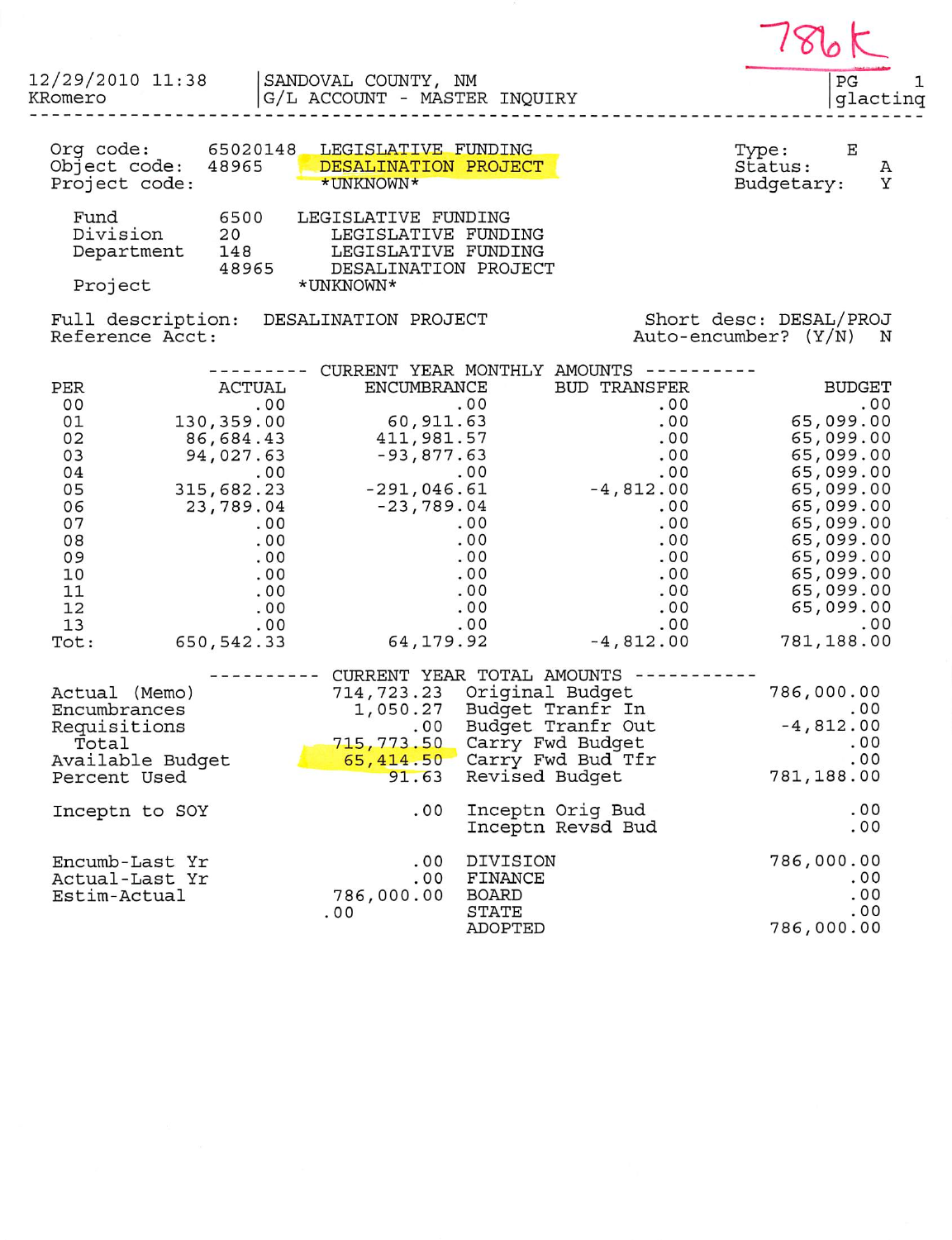786K

12/29/2010 11:38 | SANDOVAL COUNTY, NM | PG 1
KRomero | G/L ACCOUNT - MASTER INQUIRY | glactinq

| | | | | |
|---|---|---|---|---|
| Org code: | 65020148 | LEGISLATIVE FUNDING | Type: | E |
| Object code: | 48965 | DESALINATION PROJECT | Status: | A |
| Project code: | | *UNKNOWN* | Budgetary: | Y |

| | | |
|---|---|---|
| Fund | 6500 | LEGISLATIVE FUNDING |
| Division | 20 | LEGISLATIVE FUNDING |
| Department | 148 | LEGISLATIVE FUNDING |
| | 48965 | DESALINATION PROJECT |
| Project | | *UNKNOWN* |

Full description: DESALINATION PROJECT — Short desc: DESAL/PROJ
Reference Acct: — Auto-encumber? (Y/N) N

--------- CURRENT YEAR MONTHLY AMOUNTS ----------

| PER | ACTUAL | ENCUMBRANCE | BUD TRANSFER | BUDGET |
|---|---|---|---|---|
| 00 | .00 | .00 | .00 | .00 |
| 01 | 130,359.00 | 60,911.63 | .00 | 65,099.00 |
| 02 | 86,684.43 | 411,981.57 | .00 | 65,099.00 |
| 03 | 94,027.63 | -93,877.63 | .00 | 65,099.00 |
| 04 | .00 | .00 | .00 | 65,099.00 |
| 05 | 315,682.23 | -291,046.61 | -4,812.00 | 65,099.00 |
| 06 | 23,789.04 | -23,789.04 | .00 | 65,099.00 |
| 07 | .00 | .00 | .00 | 65,099.00 |
| 08 | .00 | .00 | .00 | 65,099.00 |
| 09 | .00 | .00 | .00 | 65,099.00 |
| 10 | .00 | .00 | .00 | 65,099.00 |
| 11 | .00 | .00 | .00 | 65,099.00 |
| 12 | .00 | .00 | .00 | 65,099.00 |
| 13 | .00 | .00 | .00 | .00 |
| Tot: | 650,542.33 | 64,179.92 | -4,812.00 | 781,188.00 |

---------- CURRENT YEAR TOTAL AMOUNTS -----------

| | | | |
|---|---|---|---|
| Actual (Memo) | 714,723.23 | Original Budget | 786,000.00 |
| Encumbrances | 1,050.27 | Budget Tranfr In | .00 |
| Requisitions | .00 | Budget Tranfr Out | -4,812.00 |
| Total | 715,773.50 | Carry Fwd Budget | .00 |
| Available Budget | 65,414.50 | Carry Fwd Bud Tfr | .00 |
| Percent Used | 91.63 | Revised Budget | 781,188.00 |
| | | | |
| Inceptn to SOY | .00 | Inceptn Orig Bud | .00 |
| | | Inceptn Revsd Bud | .00 |
| | | | |
| Encumb-Last Yr | .00 | DIVISION | 786,000.00 |
| Actual-Last Yr | .00 | FINANCE | .00 |
| Estim-Actual | 786,000.00 | BOARD | .00 |
| | .00 | STATE | .00 |
| | | ADOPTED | 786,000.00 |